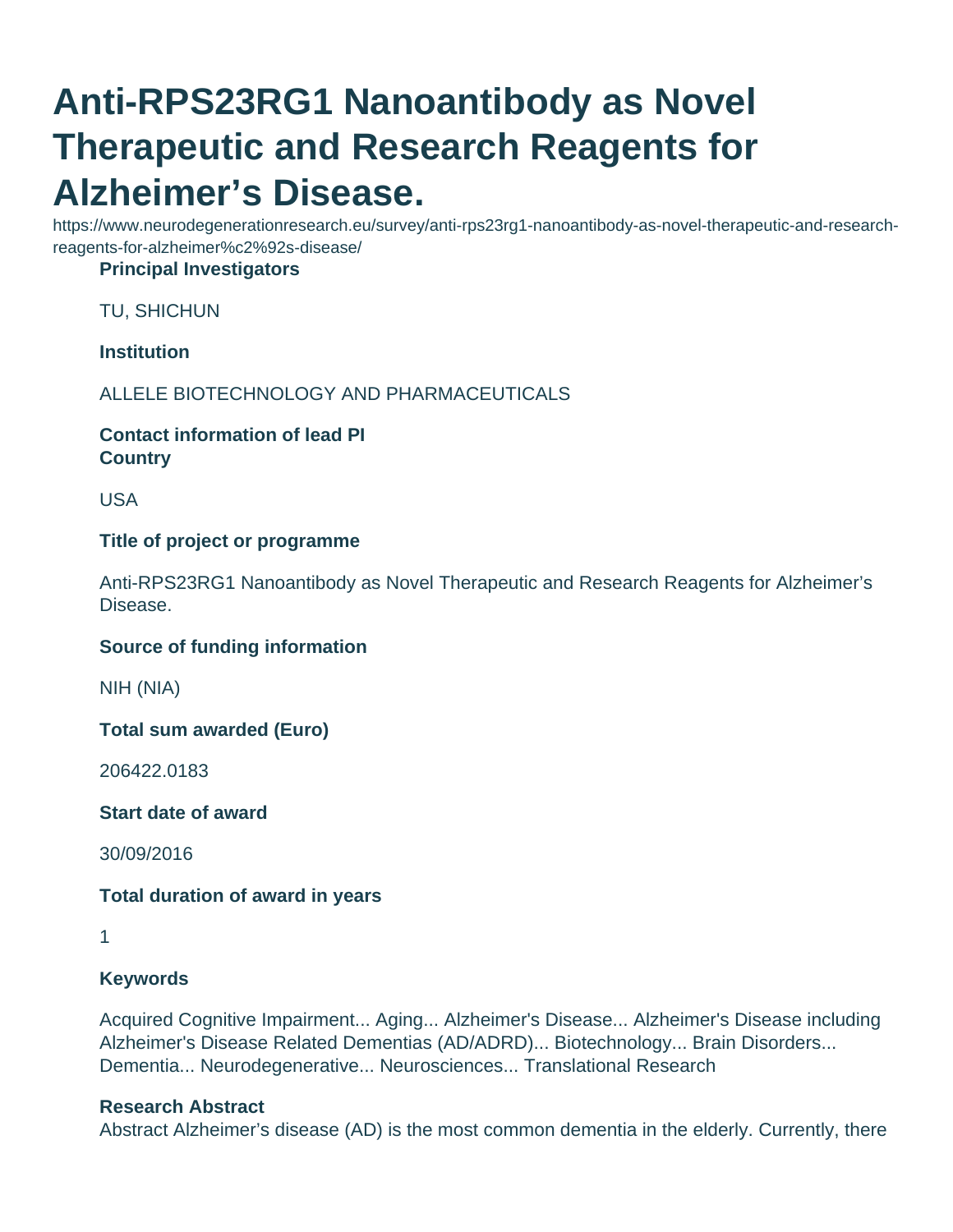# Anti-RPS23RG1 Nanoantibody as Novel Therapeutic and Research Reagents for Alzheimer's Disease.

https://www.neurodegenerationresearch.eu/survey/anti-rps23rg1-nanoantibody-as-novel-therapeutic-and-research-reagents-for-alzheimer%c2%92s-disease/

**Principal Investigators**

TU, SHICHUN

**Institution**

ALLELE BIOTECHNOLOGY AND PHARMACEUTICALS

**Contact information of lead PI**

**Country**

USA

**Title of project or programme**

Anti-RPS23RG1 Nanoantibody as Novel Therapeutic and Research Reagents for Alzheimer's Disease.

**Source of funding information**

NIH (NIA)

**Total sum awarded (Euro)**

206422.0183

**Start date of award**

30/09/2016

**Total duration of award in years**

1

**Keywords**

Acquired Cognitive Impairment... Aging... Alzheimer's Disease... Alzheimer's Disease including Alzheimer's Disease Related Dementias (AD/ADRD)... Biotechnology... Brain Disorders... Dementia... Neurodegenerative... Neurosciences... Translational Research

**Research Abstract**

Abstract Alzheimer's disease (AD) is the most common dementia in the elderly. Currently, there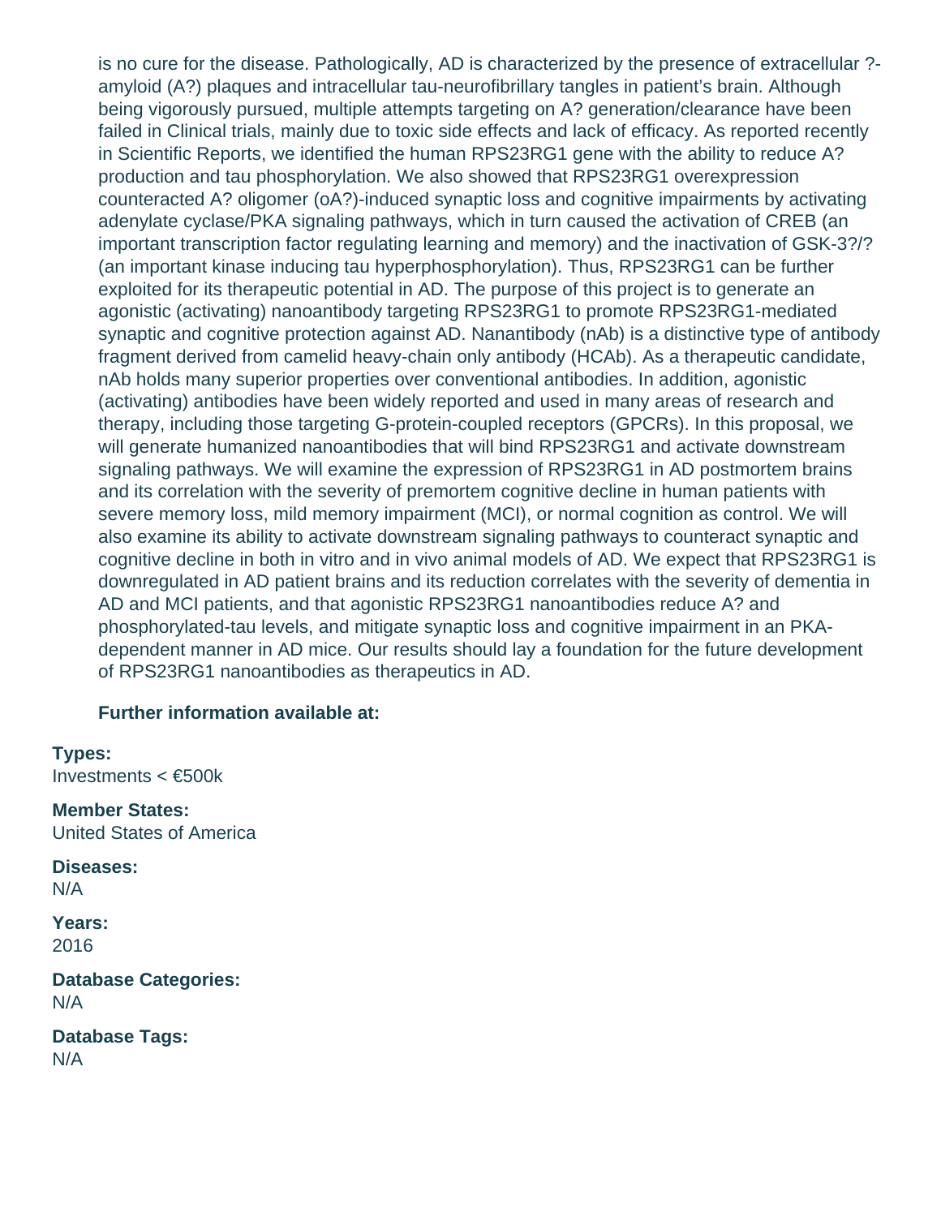is no cure for the disease. Pathologically, AD is characterized by the presence of extracellular ?-amyloid (A?) plaques and intracellular tau-neurofibrillary tangles in patient's brain. Although being vigorously pursued, multiple attempts targeting on A? generation/clearance have been failed in Clinical trials, mainly due to toxic side effects and lack of efficacy. As reported recently in Scientific Reports, we identified the human RPS23RG1 gene with the ability to reduce A? production and tau phosphorylation. We also showed that RPS23RG1 overexpression counteracted A? oligomer (oA?)-induced synaptic loss and cognitive impairments by activating adenylate cyclase/PKA signaling pathways, which in turn caused the activation of CREB (an important transcription factor regulating learning and memory) and the inactivation of GSK-3?/? (an important kinase inducing tau hyperphosphorylation). Thus, RPS23RG1 can be further exploited for its therapeutic potential in AD. The purpose of this project is to generate an agonistic (activating) nanoantibody targeting RPS23RG1 to promote RPS23RG1-mediated synaptic and cognitive protection against AD. Nanantibody (nAb) is a distinctive type of antibody fragment derived from camelid heavy-chain only antibody (HCAb). As a therapeutic candidate, nAb holds many superior properties over conventional antibodies. In addition, agonistic (activating) antibodies have been widely reported and used in many areas of research and therapy, including those targeting G-protein-coupled receptors (GPCRs). In this proposal, we will generate humanized nanoantibodies that will bind RPS23RG1 and activate downstream signaling pathways. We will examine the expression of RPS23RG1 in AD postmortem brains and its correlation with the severity of premortem cognitive decline in human patients with severe memory loss, mild memory impairment (MCI), or normal cognition as control. We will also examine its ability to activate downstream signaling pathways to counteract synaptic and cognitive decline in both in vitro and in vivo animal models of AD. We expect that RPS23RG1 is downregulated in AD patient brains and its reduction correlates with the severity of dementia in AD and MCI patients, and that agonistic RPS23RG1 nanoantibodies reduce A? and phosphorylated-tau levels, and mitigate synaptic loss and cognitive impairment in an PKA-dependent manner in AD mice. Our results should lay a foundation for the future development of RPS23RG1 nanoantibodies as therapeutics in AD.

**Further information available at:**

**Types:**
Investments < €500k

**Member States:**
United States of America

**Diseases:**
N/A

**Years:**
2016

**Database Categories:**
N/A

**Database Tags:**
N/A